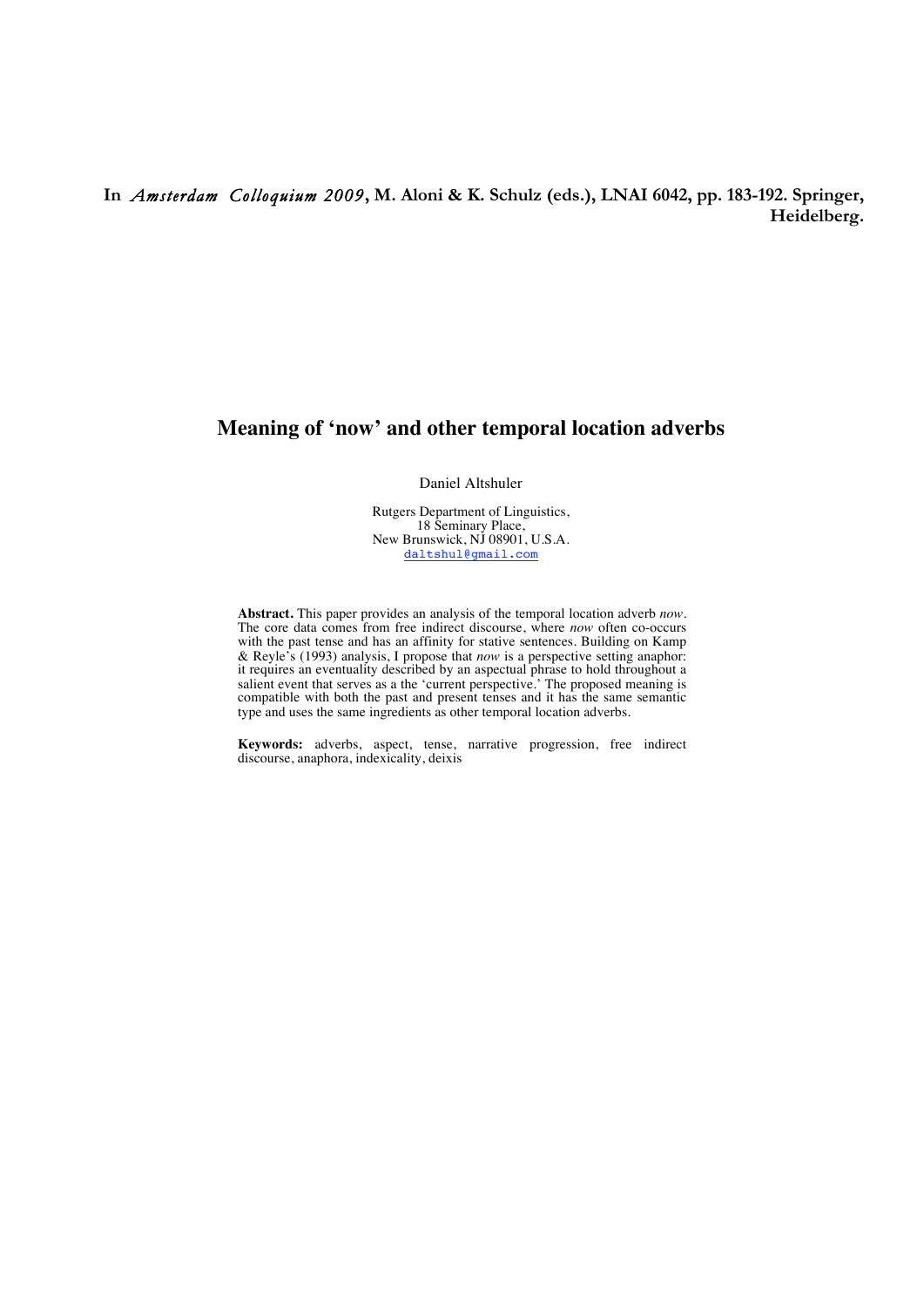**In *Amsterdam Colloquium 2009*, M. Aloni & K. Schulz (eds.), LNAI 6042, pp. 183-192. Springer, Heidelberg.**

# Meaning of 'now' and other temporal location adverbs

Daniel Altshuler

Rutgers Department of Linguistics,
18 Seminary Place,
New Brunswick, NJ 08901, U.S.A.
daltshul@gmail.com

**Abstract.** This paper provides an analysis of the temporal location adverb *now*. The core data comes from free indirect discourse, where *now* often co-occurs with the past tense and has an affinity for stative sentences. Building on Kamp & Reyle's (1993) analysis, I propose that *now* is a perspective setting anaphor: it requires an eventuality described by an aspectual phrase to hold throughout a salient event that serves as a the 'current perspective.' The proposed meaning is compatible with both the past and present tenses and it has the same semantic type and uses the same ingredients as other temporal location adverbs.

**Keywords:** adverbs, aspect, tense, narrative progression, free indirect discourse, anaphora, indexicality, deixis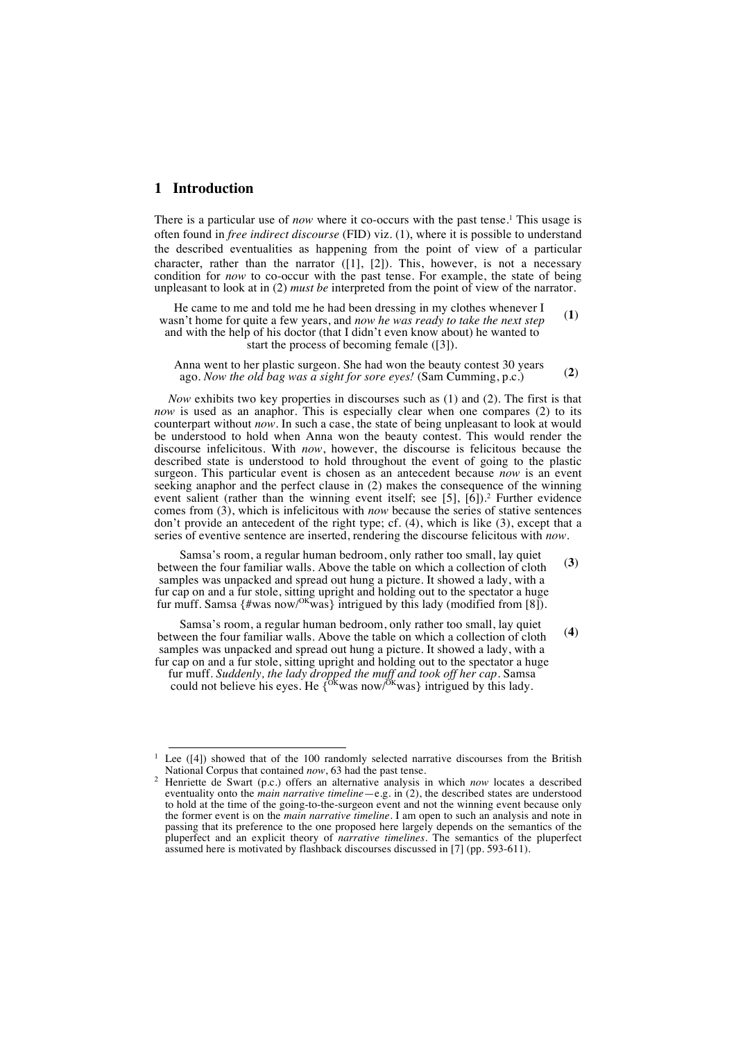## 1 Introduction

There is a particular use of *now* where it co-occurs with the past tense.[1] This usage is often found in *free indirect discourse* (FID) viz. (1), where it is possible to understand the described eventualities as happening from the point of view of a particular character, rather than the narrator ([1], [2]). This, however, is not a necessary condition for *now* to co-occur with the past tense. For example, the state of being unpleasant to look at in (2) *must be* interpreted from the point of view of the narrator.

> He came to me and told me he had been dressing in my clothes whenever I wasn't home for quite a few years, and *now he was ready to take the next step* and with the help of his doctor (that I didn't even know about) he wanted to start the process of becoming female ([3]). **(1)**

> Anna went to her plastic surgeon. She had won the beauty contest 30 years ago. *Now the old bag was a sight for sore eyes!* (Sam Cumming, p.c.) **(2)**

*Now* exhibits two key properties in discourses such as (1) and (2). The first is that *now* is used as an anaphor. This is especially clear when one compares (2) to its counterpart without *now*. In such a case, the state of being unpleasant to look at would be understood to hold when Anna won the beauty contest. This would render the discourse infelicitous. With *now*, however, the discourse is felicitous because the described state is understood to hold throughout the event of going to the plastic surgeon. This particular event is chosen as an antecedent because *now* is an event seeking anaphor and the perfect clause in (2) makes the consequence of the winning event salient (rather than the winning event itself; see [5], [6]).[2] Further evidence comes from (3), which is infelicitous with *now* because the series of stative sentences don't provide an antecedent of the right type; cf. (4), which is like (3), except that a series of eventive sentence are inserted, rendering the discourse felicitous with *now*.

> Samsa's room, a regular human bedroom, only rather too small, lay quiet between the four familiar walls. Above the table on which a collection of cloth samples was unpacked and spread out hung a picture. It showed a lady, with a fur cap on and a fur stole, sitting upright and holding out to the spectator a huge fur muff. Samsa {#was now/$^{OK}$was} intrigued by this lady (modified from [8]). **(3)**

> Samsa's room, a regular human bedroom, only rather too small, lay quiet between the four familiar walls. Above the table on which a collection of cloth samples was unpacked and spread out hung a picture. It showed a lady, with a fur cap on and a fur stole, sitting upright and holding out to the spectator a huge fur muff. *Suddenly, the lady dropped the muff and took off her cap*. Samsa could not believe his eyes. He {$^{OK}$was now/$^{OK}$was} intrigued by this lady. **(4)**

---

[1] Lee ([4]) showed that of the 100 randomly selected narrative discourses from the British National Corpus that contained *now*, 63 had the past tense.

[2] Henriette de Swart (p.c.) offers an alternative analysis in which *now* locates a described eventuality onto the *main narrative timeline*—e.g. in (2), the described states are understood to hold at the time of the going-to-the-surgeon event and not the winning event because only the former event is on the *main narrative timeline*. I am open to such an analysis and note in passing that its preference to the one proposed here largely depends on the semantics of the pluperfect and an explicit theory of *narrative timelines*. The semantics of the pluperfect assumed here is motivated by flashback discourses discussed in [7] (pp. 593-611).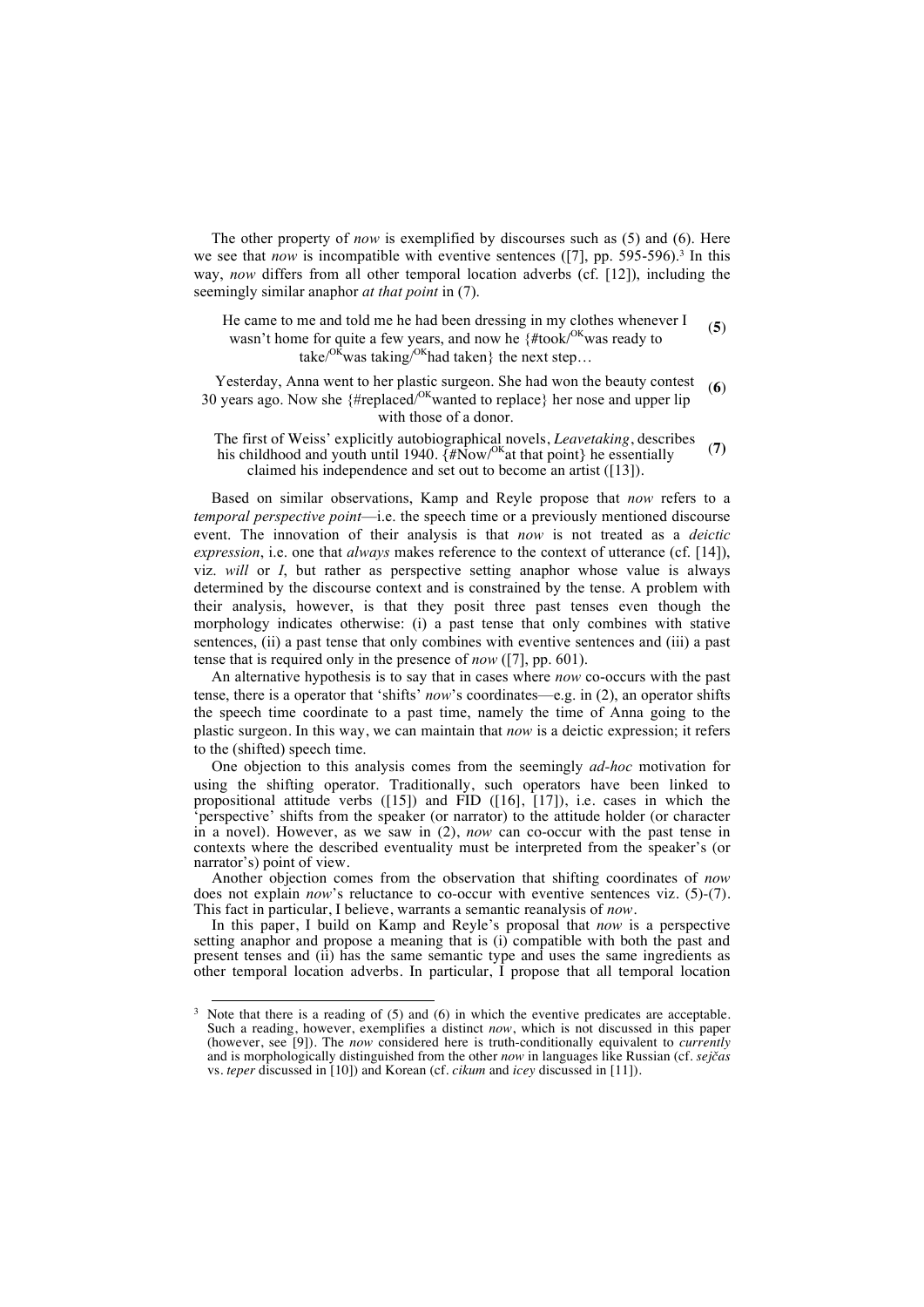The other property of *now* is exemplified by discourses such as (5) and (6). Here we see that *now* is incompatible with eventive sentences ([7], pp. 595-596).[3] In this way, *now* differs from all other temporal location adverbs (cf. [12]), including the seemingly similar anaphor *at that point* in (7).

(**5**) He came to me and told me he had been dressing in my clothes whenever I wasn't home for quite a few years, and now he {#took/[OK]was ready to take/[OK]was taking/[OK]had taken} the next step…

(**6**) Yesterday, Anna went to her plastic surgeon. She had won the beauty contest 30 years ago. Now she {#replaced/[OK]wanted to replace} her nose and upper lip with those of a donor.

(**7**) The first of Weiss' explicitly autobiographical novels, *Leavetaking*, describes his childhood and youth until 1940. {#Now/[OK]at that point} he essentially claimed his independence and set out to become an artist ([13]).

Based on similar observations, Kamp and Reyle propose that *now* refers to a *temporal perspective point*—i.e. the speech time or a previously mentioned discourse event. The innovation of their analysis is that *now* is not treated as a *deictic expression*, i.e. one that *always* makes reference to the context of utterance (cf. [14]), viz. *will* or *I*, but rather as perspective setting anaphor whose value is always determined by the discourse context and is constrained by the tense. A problem with their analysis, however, is that they posit three past tenses even though the morphology indicates otherwise: (i) a past tense that only combines with stative sentences, (ii) a past tense that only combines with eventive sentences and (iii) a past tense that is required only in the presence of *now* ([7], pp. 601).

An alternative hypothesis is to say that in cases where *now* co-occurs with the past tense, there is a operator that 'shifts' *now*'s coordinates—e.g. in (2), an operator shifts the speech time coordinate to a past time, namely the time of Anna going to the plastic surgeon. In this way, we can maintain that *now* is a deictic expression; it refers to the (shifted) speech time.

One objection to this analysis comes from the seemingly *ad-hoc* motivation for using the shifting operator. Traditionally, such operators have been linked to propositional attitude verbs ([15]) and FID ([16], [17]), i.e. cases in which the 'perspective' shifts from the speaker (or narrator) to the attitude holder (or character in a novel). However, as we saw in (2), *now* can co-occur with the past tense in contexts where the described eventuality must be interpreted from the speaker's (or narrator's) point of view.

Another objection comes from the observation that shifting coordinates of *now* does not explain *now*'s reluctance to co-occur with eventive sentences viz. (5)-(7). This fact in particular, I believe, warrants a semantic reanalysis of *now*.

In this paper, I build on Kamp and Reyle's proposal that *now* is a perspective setting anaphor and propose a meaning that is (i) compatible with both the past and present tenses and (ii) has the same semantic type and uses the same ingredients as other temporal location adverbs. In particular, I propose that all temporal location

---

[3] Note that there is a reading of (5) and (6) in which the eventive predicates are acceptable. Such a reading, however, exemplifies a distinct *now*, which is not discussed in this paper (however, see [9]). The *now* considered here is truth-conditionally equivalent to *currently* and is morphologically distinguished from the other *now* in languages like Russian (cf. *sejčas* vs. *teper* discussed in [10]) and Korean (cf. *cikum* and *icey* discussed in [11]).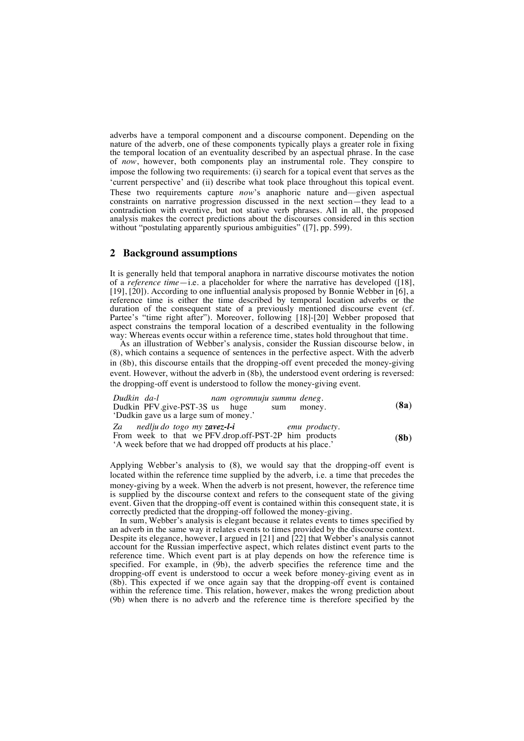adverbs have a temporal component and a discourse component. Depending on the nature of the adverb, one of these components typically plays a greater role in fixing the temporal location of an eventuality described by an aspectual phrase. In the case of *now*, however, both components play an instrumental role. They conspire to impose the following two requirements: (i) search for a topical event that serves as the 'current perspective' and (ii) describe what took place throughout this topical event. These two requirements capture *now*'s anaphoric nature and—given aspectual constraints on narrative progression discussed in the next section—they lead to a contradiction with eventive, but not stative verb phrases. All in all, the proposed analysis makes the correct predictions about the discourses considered in this section without "postulating apparently spurious ambiguities" ([7], pp. 599).

## 2 Background assumptions

It is generally held that temporal anaphora in narrative discourse motivates the notion of a *reference time*—i.e. a placeholder for where the narrative has developed ([18], [19], [20]). According to one influential analysis proposed by Bonnie Webber in [6], a reference time is either the time described by temporal location adverbs or the duration of the consequent state of a previously mentioned discourse event (cf. Partee's "time right after"). Moreover, following [18]-[20] Webber proposed that aspect constrains the temporal location of a described eventuality in the following way: Whereas events occur within a reference time, states hold throughout that time.

As an illustration of Webber's analysis, consider the Russian discourse below, in (8), which contains a sequence of sentences in the perfective aspect. With the adverb in (8b), this discourse entails that the dropping-off event preceded the money-giving event. However, without the adverb in (8b), the understood event ordering is reversed: the dropping-off event is understood to follow the money-giving event.

*Dudkin da-l nam ogromnuju summu deneg.*
Dudkin PFV.give-PST-3S us huge sum money.
'Dudkin gave us a large sum of money.' **(8a)**

*Za nedlju do togo my **zavez-l-i** emu producty.*
From week to that we PFV.drop.off-PST-2P him products
'A week before that we had dropped off products at his place.' **(8b)**

Applying Webber's analysis to (8), we would say that the dropping-off event is located within the reference time supplied by the adverb, i.e. a time that precedes the money-giving by a week. When the adverb is not present, however, the reference time is supplied by the discourse context and refers to the consequent state of the giving event. Given that the dropping-off event is contained within this consequent state, it is correctly predicted that the dropping-off followed the money-giving.

In sum, Webber's analysis is elegant because it relates events to times specified by an adverb in the same way it relates events to times provided by the discourse context. Despite its elegance, however, I argued in [21] and [22] that Webber's analysis cannot account for the Russian imperfective aspect, which relates distinct event parts to the reference time. Which event part is at play depends on how the reference time is specified. For example, in (9b), the adverb specifies the reference time and the dropping-off event is understood to occur a week before money-giving event as in (8b). This expected if we once again say that the dropping-off event is contained within the reference time. This relation, however, makes the wrong prediction about (9b) when there is no adverb and the reference time is therefore specified by the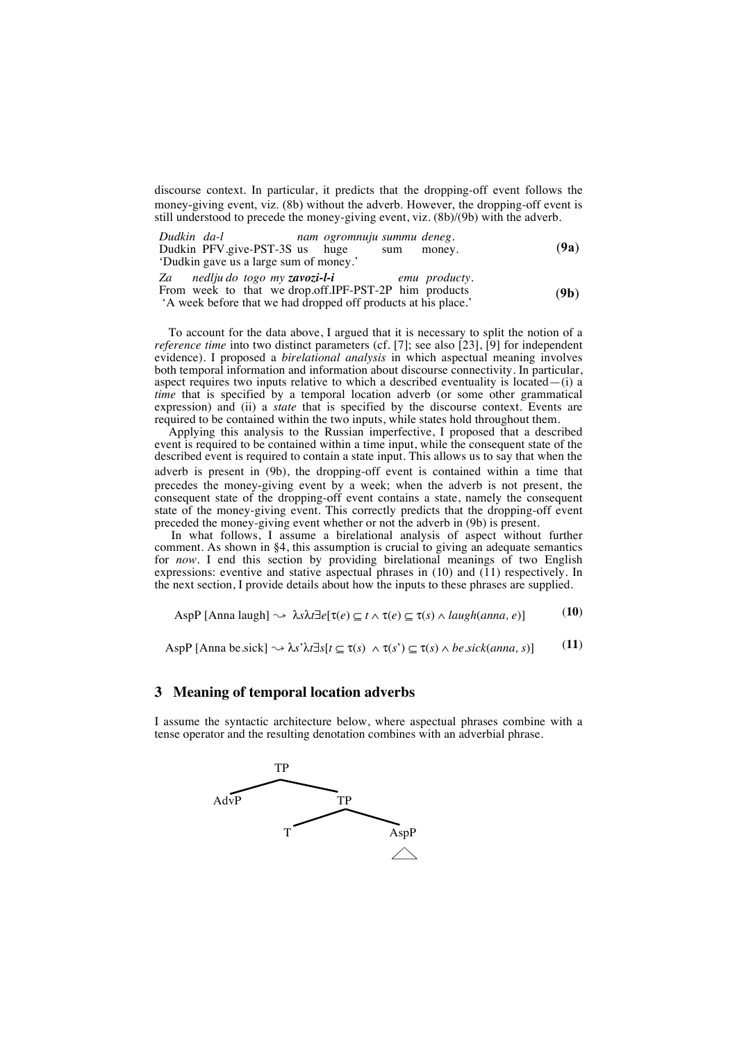discourse context. In particular, it predicts that the dropping-off event follows the money-giving event, viz. (8b) without the adverb. However, the dropping-off event is still understood to precede the money-giving event, viz. (8b)/(9b) with the adverb.

*Dudkin da-l nam ogromnuju summu deneg.*
Dudkin PFV.give-PST-3S us huge sum money.
'Dudkin gave us a large sum of money.' **(9a)**

*Za nedlju do togo my* ***zavozi-l-i*** *emu producty.*
From week to that we drop.off.IPF-PST-2P him products
'A week before that we had dropped off products at his place.' **(9b)**

To account for the data above, I argued that it is necessary to split the notion of a *reference time* into two distinct parameters (cf. [7]; see also [23], [9] for independent evidence). I proposed a *birelational analysis* in which aspectual meaning involves both temporal information and information about discourse connectivity. In particular, aspect requires two inputs relative to which a described eventuality is located—(i) a *time* that is specified by a temporal location adverb (or some other grammatical expression) and (ii) a *state* that is specified by the discourse context. Events are required to be contained within the two inputs, while states hold throughout them.

Applying this analysis to the Russian imperfective, I proposed that a described event is required to be contained within a time input, while the consequent state of the described event is required to contain a state input. This allows us to say that when the adverb is present in (9b), the dropping-off event is contained within a time that precedes the money-giving event by a week; when the adverb is not present, the consequent state of the dropping-off event contains a state, namely the consequent state of the money-giving event. This correctly predicts that the dropping-off event preceded the money-giving event whether or not the adverb in (9b) is present.

In what follows, I assume a birelational analysis of aspect without further comment. As shown in §4, this assumption is crucial to giving an adequate semantics for *now*. I end this section by providing birelational meanings of two English expressions: eventive and stative aspectual phrases in (10) and (11) respectively. In the next section, I provide details about how the inputs to these phrases are supplied.

$$\text{AspP [Anna laugh]} \rightsquigarrow \lambda s \lambda t \exists e[\tau(e) \subseteq t \wedge \tau(e) \subseteq \tau(s) \wedge laugh(anna, e)] \qquad \textbf{(10)}$$

$$\text{AspP [Anna be.sick]} \rightsquigarrow \lambda s' \lambda t \exists s[t \subseteq \tau(s) \wedge \tau(s') \subseteq \tau(s) \wedge be.sick(anna, s)] \qquad \textbf{(11)}$$

## 3 Meaning of temporal location adverbs

I assume the syntactic architecture below, where aspectual phrases combine with a tense operator and the resulting denotation combines with an adverbial phrase.

```
        TP
       /  \
    AdvP   TP
          /  \
         T   AspP
              /\
```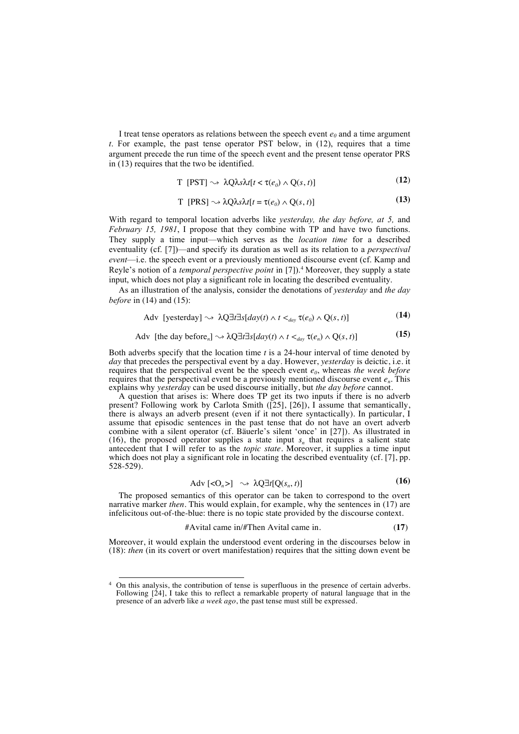I treat tense operators as relations between the speech event $e_0$ and a time argument $t$. For example, the past tense operator PST below, in (12), requires that a time argument precede the run time of the speech event and the present tense operator PRS in (13) requires that the two be identified.

$$\text{T [PST]} \rightsquigarrow \lambda Q\lambda s\lambda t[t < \tau(e_0) \wedge Q(s, t)] \tag{12}$$

$$\text{T [PRS]} \rightsquigarrow \lambda Q\lambda s\lambda t[t = \tau(e_0) \wedge Q(s, t)] \tag{13}$$

With regard to temporal location adverbs like *yesterday, the day before, at 5,* and *February 15, 1981*, I propose that they combine with TP and have two functions. They supply a time input—which serves as the *location time* for a described eventuality (cf. [7])—and specify its duration as well as its relation to a *perspectival event*—i.e. the speech event or a previously mentioned discourse event (cf. Kamp and Reyle's notion of a *temporal perspective point* in [7]).[4] Moreover, they supply a state input, which does not play a significant role in locating the described eventuality.

As an illustration of the analysis, consider the denotations of *yesterday* and *the day before* in (14) and (15):

$$\text{Adv [yesterday]} \rightsquigarrow \lambda Q\exists t\exists s[day(t) \wedge t <_{day} \tau(e_0) \wedge Q(s, t)] \tag{14}$$

$$\text{Adv [the day before}_n\text{]} \rightsquigarrow \lambda Q\exists t\exists s[day(t) \wedge t <_{day} \tau(e_n) \wedge Q(s, t)] \tag{15}$$

Both adverbs specify that the location time $t$ is a 24-hour interval of time denoted by *day* that precedes the perspectival event by a day. However, *yesterday* is deictic, i.e. it requires that the perspectival event be the speech event $e_0$, whereas *the week before* requires that the perspectival event be a previously mentioned discourse event $e_n$. This explains why *yesterday* can be used discourse initially, but *the day before* cannot.

A question that arises is: Where does TP get its two inputs if there is no adverb present? Following work by Carlota Smith ([25], [26]), I assume that semantically, there is always an adverb present (even if it not there syntactically). In particular, I assume that episodic sentences in the past tense that do not have an overt adverb combine with a silent operator (cf. Bäuerle's silent 'once' in [27]). As illustrated in (16), the proposed operator supplies a state input $s_n$ that requires a salient state antecedent that I will refer to as the *topic state*. Moreover, it supplies a time input which does not play a significant role in locating the described eventuality (cf. [7], pp. 528-529).

$$\text{Adv } [<\text{O}_n>] \rightsquigarrow \lambda Q\exists t[Q(s_n, t)] \tag{16}$$

The proposed semantics of this operator can be taken to correspond to the overt narrative marker *then*. This would explain, for example, why the sentences in (17) are infelicitous out-of-the-blue: there is no topic state provided by the discourse context.

#Avital came in/#Then Avital came in. **(17)**

Moreover, it would explain the understood event ordering in the discourses below in (18): *then* (in its covert or overt manifestation) requires that the sitting down event be

---

[4] On this analysis, the contribution of tense is superfluous in the presence of certain adverbs. Following [24], I take this to reflect a remarkable property of natural language that in the presence of an adverb like *a week ago*, the past tense must still be expressed.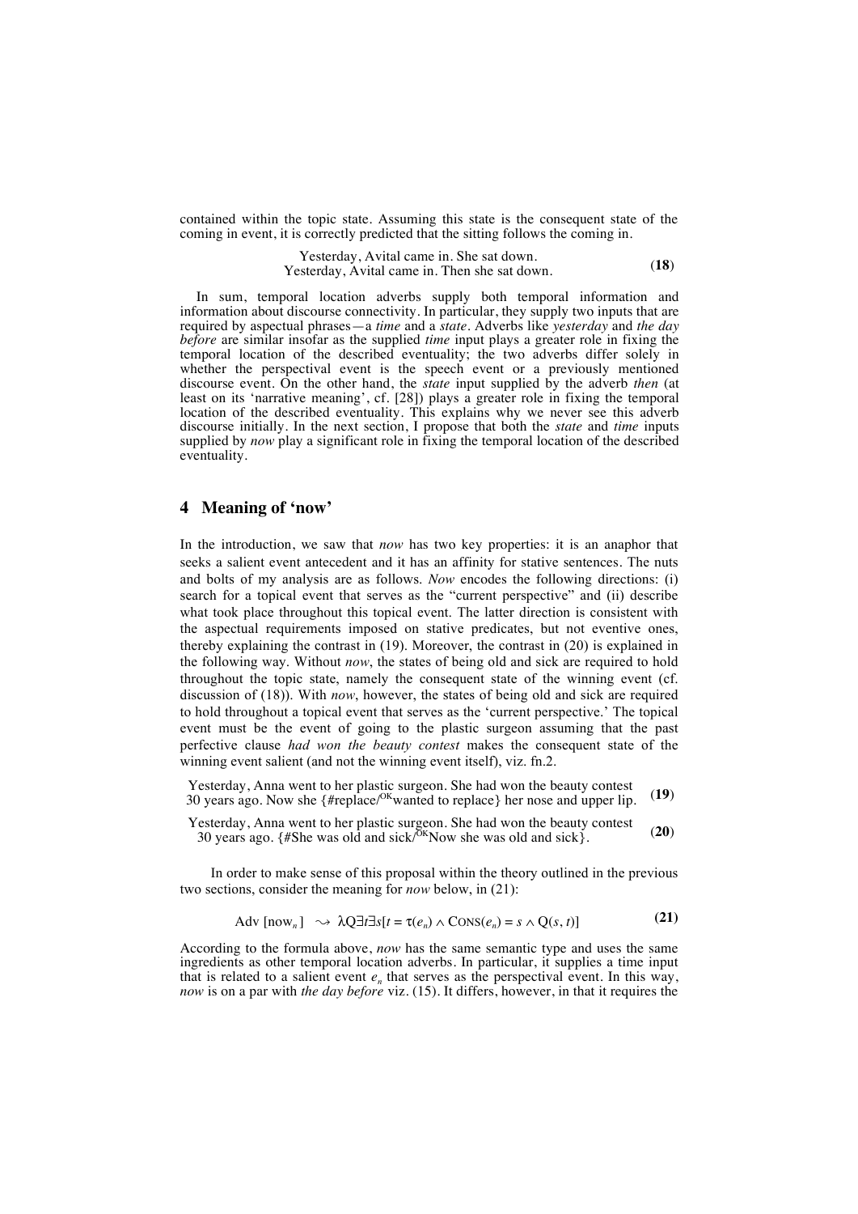contained within the topic state. Assuming this state is the consequent state of the coming in event, it is correctly predicted that the sitting follows the coming in.

Yesterday, Avital came in. She sat down.
Yesterday, Avital came in. Then she sat down. **(18)**

In sum, temporal location adverbs supply both temporal information and information about discourse connectivity. In particular, they supply two inputs that are required by aspectual phrases—a *time* and a *state*. Adverbs like *yesterday* and *the day before* are similar insofar as the supplied *time* input plays a greater role in fixing the temporal location of the described eventuality; the two adverbs differ solely in whether the perspectival event is the speech event or a previously mentioned discourse event. On the other hand, the *state* input supplied by the adverb *then* (at least on its 'narrative meaning', cf. [28]) plays a greater role in fixing the temporal location of the described eventuality. This explains why we never see this adverb discourse initially. In the next section, I propose that both the *state* and *time* inputs supplied by *now* play a significant role in fixing the temporal location of the described eventuality.

## 4 Meaning of 'now'

In the introduction, we saw that *now* has two key properties: it is an anaphor that seeks a salient event antecedent and it has an affinity for stative sentences. The nuts and bolts of my analysis are as follows. *Now* encodes the following directions: (i) search for a topical event that serves as the "current perspective" and (ii) describe what took place throughout this topical event. The latter direction is consistent with the aspectual requirements imposed on stative predicates, but not eventive ones, thereby explaining the contrast in (19). Moreover, the contrast in (20) is explained in the following way. Without *now*, the states of being old and sick are required to hold throughout the topic state, namely the consequent state of the winning event (cf. discussion of (18)). With *now*, however, the states of being old and sick are required to hold throughout a topical event that serves as the 'current perspective.' The topical event must be the event of going to the plastic surgeon assuming that the past perfective clause *had won the beauty contest* makes the consequent state of the winning event salient (and not the winning event itself), viz. fn.2.

Yesterday, Anna went to her plastic surgeon. She had won the beauty contest 30 years ago. Now she {#replace/[OK]wanted to replace} her nose and upper lip. **(19)**

Yesterday, Anna went to her plastic surgeon. She had won the beauty contest 30 years ago. {#She was old and sick/[OK]Now she was old and sick}. **(20)**

In order to make sense of this proposal within the theory outlined in the previous two sections, consider the meaning for *now* below, in (21):

$$\text{Adv } [\text{now}_n] \;\leadsto\; \lambda Q \exists t \exists s[t = \tau(e_n) \wedge \text{CONS}(e_n) = s \wedge Q(s, t)] \qquad \textbf{(21)}$$

According to the formula above, *now* has the same semantic type and uses the same ingredients as other temporal location adverbs. In particular, it supplies a time input that is related to a salient event $e_n$ that serves as the perspectival event. In this way, *now* is on a par with *the day before* viz. (15). It differs, however, in that it requires the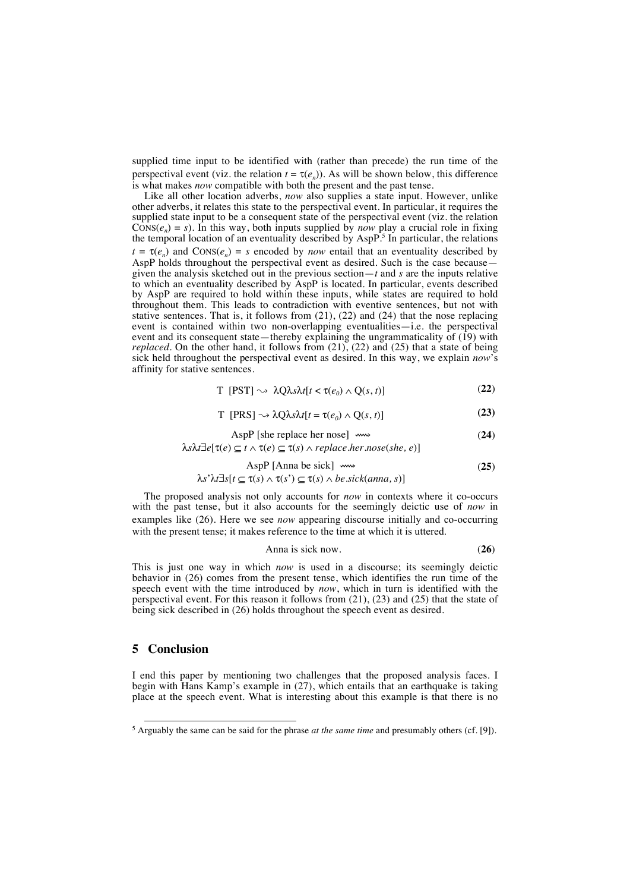supplied time input to be identified with (rather than precede) the run time of the perspectival event (viz. the relation $t = \tau(e_n)$). As will be shown below, this difference is what makes *now* compatible with both the present and the past tense.

Like all other location adverbs, *now* also supplies a state input. However, unlike other adverbs, it relates this state to the perspectival event. In particular, it requires the supplied state input to be a consequent state of the perspectival event (viz. the relation $\text{CONS}(e_n) = s$). In this way, both inputs supplied by *now* play a crucial role in fixing the temporal location of an eventuality described by AspP.[5] In particular, the relations $t = \tau(e_n)$ and $\text{CONS}(e_n) = s$ encoded by *now* entail that an eventuality described by AspP holds throughout the perspectival event as desired. Such is the case because—given the analysis sketched out in the previous section—$t$ and $s$ are the inputs relative to which an eventuality described by AspP is located. In particular, events described by AspP are required to hold within these inputs, while states are required to hold throughout them. This leads to contradiction with eventive sentences, but not with stative sentences. That is, it follows from (21), (22) and (24) that the nose replacing event is contained within two non-overlapping eventualities—i.e. the perspectival event and its consequent state—thereby explaining the ungrammaticality of (19) with *replaced*. On the other hand, it follows from (21), (22) and (25) that a state of being sick held throughout the perspectival event as desired. In this way, we explain *now*'s affinity for stative sentences.

$$\text{T [PST]} \rightsquigarrow \lambda Q \lambda s \lambda t[t < \tau(e_0) \wedge Q(s, t)] \quad \textbf{(22)}$$

$$\text{T [PRS]} \rightsquigarrow \lambda Q \lambda s \lambda t[t = \tau(e_0) \wedge Q(s, t)] \quad \textbf{(23)}$$

$$\text{AspP [she replace her nose]} \rightsquigarrow \quad \textbf{(24)}$$
$$\lambda s \lambda t \exists e[\tau(e) \subseteq t \wedge \tau(e) \subseteq \tau(s) \wedge \textit{replace.her.nose}(\textit{she}, e)]$$

$$\text{AspP [Anna be sick]} \rightsquigarrow \quad \textbf{(25)}$$
$$\lambda s' \lambda t \exists s[t \subseteq \tau(s) \wedge \tau(s') \subseteq \tau(s) \wedge \textit{be.sick}(\textit{anna}, s)]$$

The proposed analysis not only accounts for *now* in contexts where it co-occurs with the past tense, but it also accounts for the seemingly deictic use of *now* in examples like (26). Here we see *now* appearing discourse initially and co-occurring with the present tense; it makes reference to the time at which it is uttered.

Anna is sick now. **(26)**

This is just one way in which *now* is used in a discourse; its seemingly deictic behavior in (26) comes from the present tense, which identifies the run time of the speech event with the time introduced by *now*, which in turn is identified with the perspectival event. For this reason it follows from (21), (23) and (25) that the state of being sick described in (26) holds throughout the speech event as desired.

## 5 Conclusion

I end this paper by mentioning two challenges that the proposed analysis faces. I begin with Hans Kamp's example in (27), which entails that an earthquake is taking place at the speech event. What is interesting about this example is that there is no

[5] Arguably the same can be said for the phrase *at the same time* and presumably others (cf. [9]).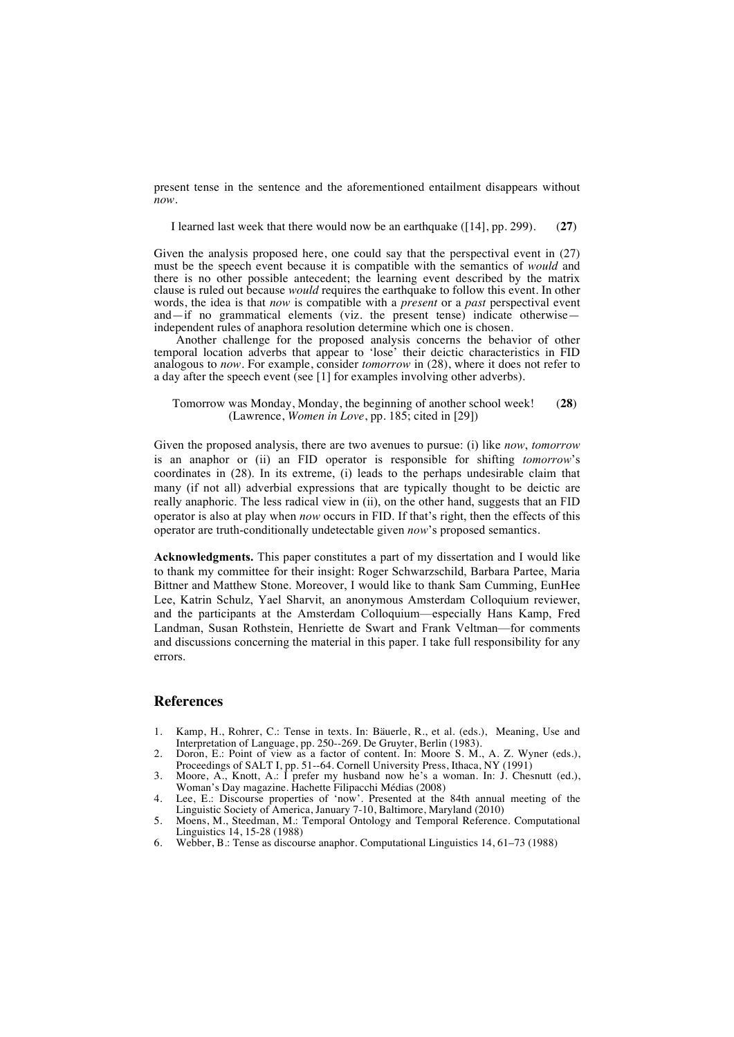present tense in the sentence and the aforementioned entailment disappears without *now*.

I learned last week that there would now be an earthquake ([14], pp. 299). (**27**)

Given the analysis proposed here, one could say that the perspectival event in (27) must be the speech event because it is compatible with the semantics of *would* and there is no other possible antecedent; the learning event described by the matrix clause is ruled out because *would* requires the earthquake to follow this event. In other words, the idea is that *now* is compatible with a *present* or a *past* perspectival event and—if no grammatical elements (viz. the present tense) indicate otherwise—independent rules of anaphora resolution determine which one is chosen.

Another challenge for the proposed analysis concerns the behavior of other temporal location adverbs that appear to 'lose' their deictic characteristics in FID analogous to *now*. For example, consider *tomorrow* in (28), where it does not refer to a day after the speech event (see [1] for examples involving other adverbs).

Tomorrow was Monday, Monday, the beginning of another school week! (**28**)
(Lawrence, *Women in Love*, pp. 185; cited in [29])

Given the proposed analysis, there are two avenues to pursue: (i) like *now*, *tomorrow* is an anaphor or (ii) an FID operator is responsible for shifting *tomorrow*'s coordinates in (28). In its extreme, (i) leads to the perhaps undesirable claim that many (if not all) adverbial expressions that are typically thought to be deictic are really anaphoric. The less radical view in (ii), on the other hand, suggests that an FID operator is also at play when *now* occurs in FID. If that's right, then the effects of this operator are truth-conditionally undetectable given *now*'s proposed semantics.

**Acknowledgments.** This paper constitutes a part of my dissertation and I would like to thank my committee for their insight: Roger Schwarzschild, Barbara Partee, Maria Bittner and Matthew Stone. Moreover, I would like to thank Sam Cumming, EunHee Lee, Katrin Schulz, Yael Sharvit, an anonymous Amsterdam Colloquium reviewer, and the participants at the Amsterdam Colloquium—especially Hans Kamp, Fred Landman, Susan Rothstein, Henriette de Swart and Frank Veltman—for comments and discussions concerning the material in this paper. I take full responsibility for any errors.

## References

1. Kamp, H., Rohrer, C.: Tense in texts. In: Bäuerle, R., et al. (eds.), Meaning, Use and Interpretation of Language, pp. 250--269. De Gruyter, Berlin (1983).
2. Doron, E.: Point of view as a factor of content. In: Moore S. M., A. Z. Wyner (eds.), Proceedings of SALT I, pp. 51--64. Cornell University Press, Ithaca, NY (1991)
3. Moore, A., Knott, A.: I prefer my husband now he's a woman. In: J. Chesnutt (ed.), Woman's Day magazine. Hachette Filipacchi Médias (2008)
4. Lee, E.: Discourse properties of 'now'. Presented at the 84th annual meeting of the Linguistic Society of America, January 7-10, Baltimore, Maryland (2010)
5. Moens, M., Steedman, M.: Temporal Ontology and Temporal Reference. Computational Linguistics 14, 15-28 (1988)
6. Webber, B.: Tense as discourse anaphor. Computational Linguistics 14, 61–73 (1988)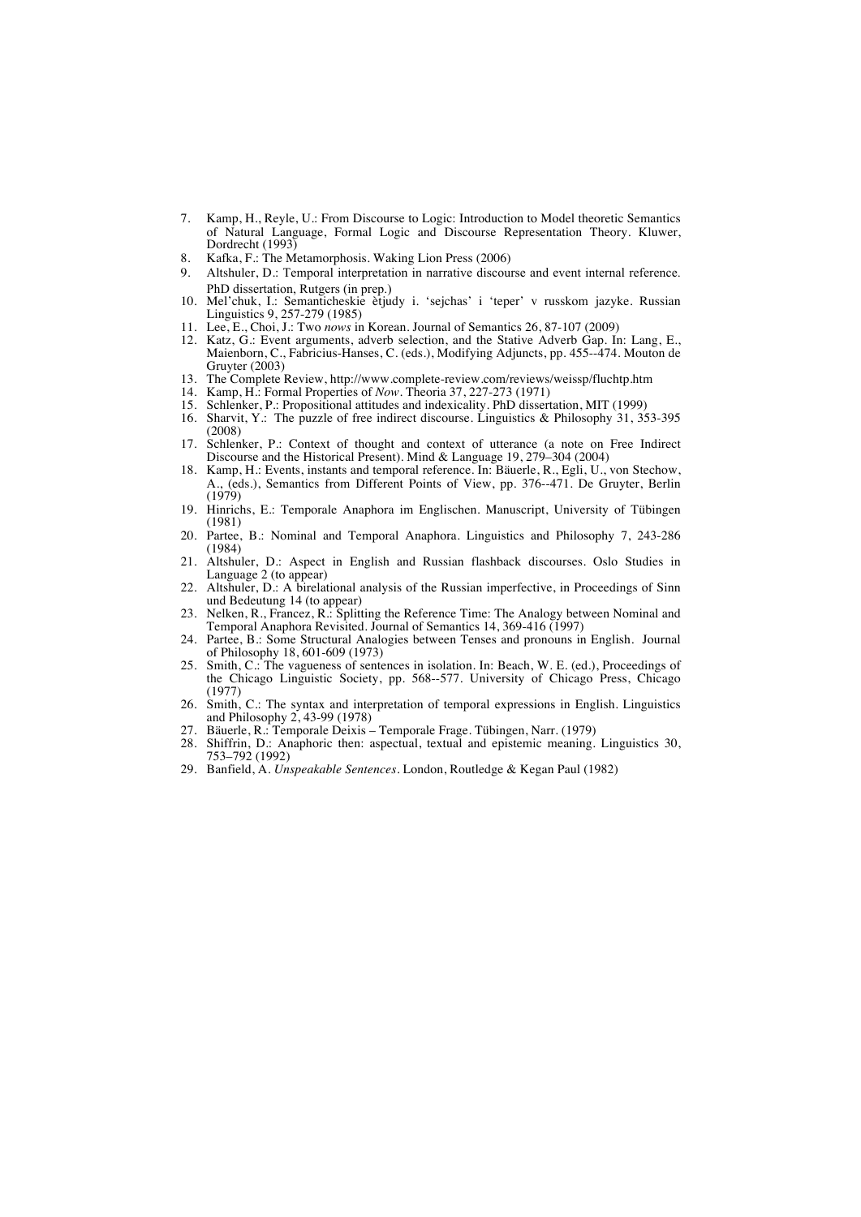7. Kamp, H., Reyle, U.: From Discourse to Logic: Introduction to Model theoretic Semantics of Natural Language, Formal Logic and Discourse Representation Theory. Kluwer, Dordrecht (1993)
8. Kafka, F.: The Metamorphosis. Waking Lion Press (2006)
9. Altshuler, D.: Temporal interpretation in narrative discourse and event internal reference. PhD dissertation, Rutgers (in prep.)
10. Mel'chuk, I.: Semanticheskie ètjudy i. 'sejchas' i 'teper' v russkom jazyke. Russian Linguistics 9, 257-279 (1985)
11. Lee, E., Choi, J.: Two *nows* in Korean. Journal of Semantics 26, 87-107 (2009)
12. Katz, G.: Event arguments, adverb selection, and the Stative Adverb Gap. In: Lang, E., Maienborn, C., Fabricius-Hanses, C. (eds.), Modifying Adjuncts, pp. 455--474. Mouton de Gruyter (2003)
13. The Complete Review, http://www.complete-review.com/reviews/weissp/fluchtp.htm
14. Kamp, H.: Formal Properties of *Now*. Theoria 37, 227-273 (1971)
15. Schlenker, P.: Propositional attitudes and indexicality. PhD dissertation, MIT (1999)
16. Sharvit, Y.: The puzzle of free indirect discourse. Linguistics & Philosophy 31, 353-395 (2008)
17. Schlenker, P.: Context of thought and context of utterance (a note on Free Indirect Discourse and the Historical Present). Mind & Language 19, 279–304 (2004)
18. Kamp, H.: Events, instants and temporal reference. In: Bäuerle, R., Egli, U., von Stechow, A., (eds.), Semantics from Different Points of View, pp. 376--471. De Gruyter, Berlin (1979)
19. Hinrichs, E.: Temporale Anaphora im Englischen. Manuscript, University of Tübingen (1981)
20. Partee, B.: Nominal and Temporal Anaphora. Linguistics and Philosophy 7, 243-286 (1984)
21. Altshuler, D.: Aspect in English and Russian flashback discourses. Oslo Studies in Language 2 (to appear)
22. Altshuler, D.: A birelational analysis of the Russian imperfective, in Proceedings of Sinn und Bedeutung 14 (to appear)
23. Nelken, R., Francez, R.: Splitting the Reference Time: The Analogy between Nominal and Temporal Anaphora Revisited. Journal of Semantics 14, 369-416 (1997)
24. Partee, B.: Some Structural Analogies between Tenses and pronouns in English. Journal of Philosophy 18, 601-609 (1973)
25. Smith, C.: The vagueness of sentences in isolation. In: Beach, W. E. (ed.), Proceedings of the Chicago Linguistic Society, pp. 568--577. University of Chicago Press, Chicago (1977)
26. Smith, C.: The syntax and interpretation of temporal expressions in English. Linguistics and Philosophy 2, 43-99 (1978)
27. Bäuerle, R.: Temporale Deixis – Temporale Frage. Tübingen, Narr. (1979)
28. Shiffrin, D.: Anaphoric then: aspectual, textual and epistemic meaning. Linguistics 30, 753–792 (1992)
29. Banfield, A. *Unspeakable Sentences*. London, Routledge & Kegan Paul (1982)